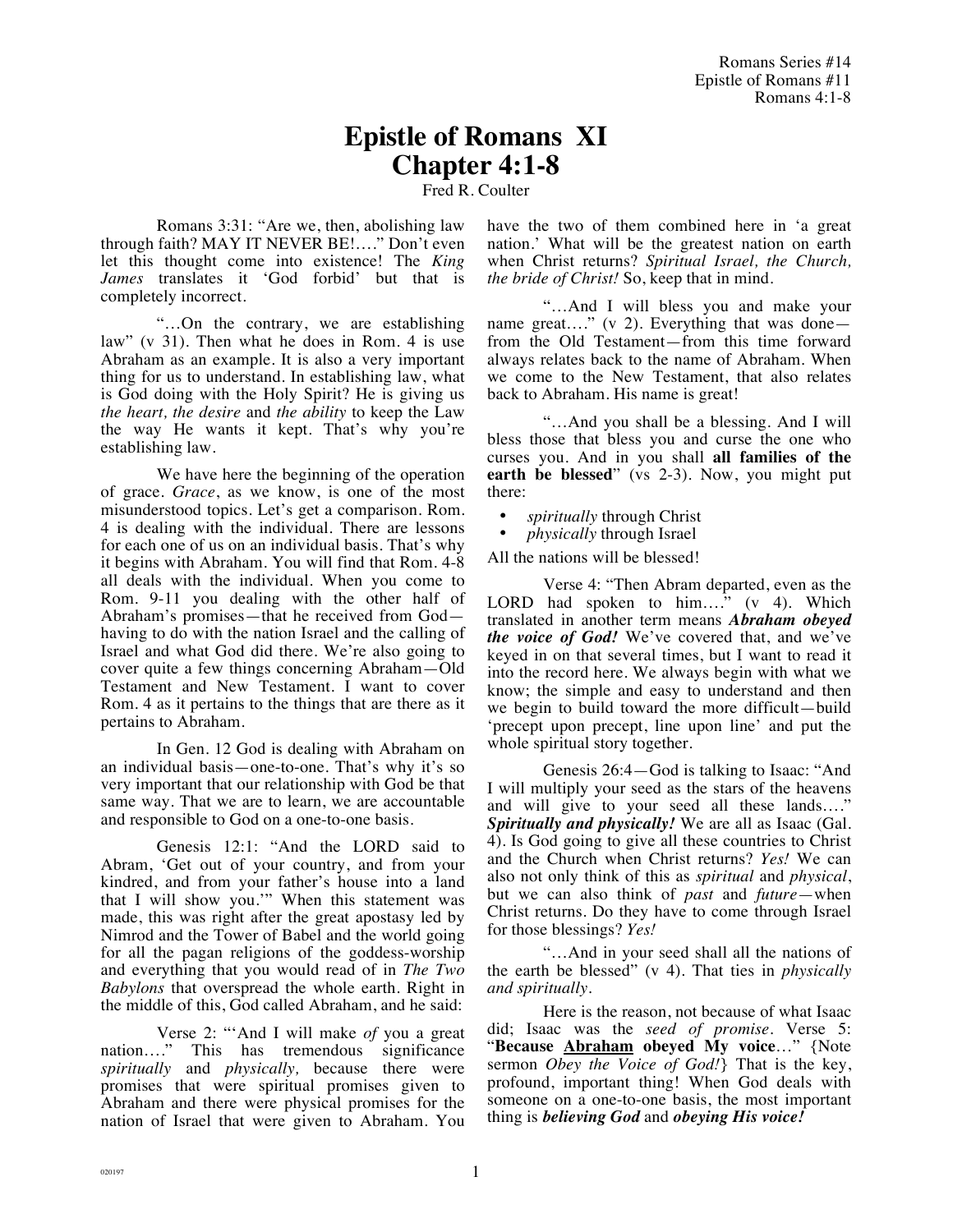# Epistle of Romans XI
## Chapter 4:1-8

Fred R. Coulter

Romans 3:31: "Are we, then, abolishing law through faith? MAY IT NEVER BE!…." Don't even let this thought come into existence! The *King James* translates it 'God forbid' but that is completely incorrect.

"…On the contrary, we are establishing law" (v 31). Then what he does in Rom. 4 is use Abraham as an example. It is also a very important thing for us to understand. In establishing law, what is God doing with the Holy Spirit? He is giving us *the heart, the desire* and *the ability* to keep the Law the way He wants it kept. That's why you're establishing law.

We have here the beginning of the operation of grace. *Grace*, as we know, is one of the most misunderstood topics. Let's get a comparison. Rom. 4 is dealing with the individual. There are lessons for each one of us on an individual basis. That's why it begins with Abraham. You will find that Rom. 4-8 all deals with the individual. When you come to Rom. 9-11 you dealing with the other half of Abraham's promises—that he received from God—having to do with the nation Israel and the calling of Israel and what God did there. We're also going to cover quite a few things concerning Abraham—Old Testament and New Testament. I want to cover Rom. 4 as it pertains to the things that are there as it pertains to Abraham.

In Gen. 12 God is dealing with Abraham on an individual basis—one-to-one. That's why it's so very important that our relationship with God be that same way. That we are to learn, we are accountable and responsible to God on a one-to-one basis.

Genesis 12:1: "And the LORD said to Abram, 'Get out of your country, and from your kindred, and from your father's house into a land that I will show you.'" When this statement was made, this was right after the great apostasy led by Nimrod and the Tower of Babel and the world going for all the pagan religions of the goddess-worship and everything that you would read of in *The Two Babylons* that overspread the whole earth. Right in the middle of this, God called Abraham, and he said:

Verse 2: "'And I will make *of* you a great nation….'" This has tremendous significance *spiritually* and *physically,* because there were promises that were spiritual promises given to Abraham and there were physical promises for the nation of Israel that were given to Abraham. You have the two of them combined here in 'a great nation.' What will be the greatest nation on earth when Christ returns? *Spiritual Israel, the Church, the bride of Christ!* So, keep that in mind.

"…And I will bless you and make your name great…." (v 2). Everything that was done—from the Old Testament—from this time forward always relates back to the name of Abraham. When we come to the New Testament, that also relates back to Abraham. His name is great!

"…And you shall be a blessing. And I will bless those that bless you and curse the one who curses you. And in you shall **all families of the earth be blessed**" (vs 2-3). Now, you might put there:

- *spiritually* through Christ
- *physically* through Israel

All the nations will be blessed!

Verse 4: "Then Abram departed, even as the LORD had spoken to him…." (v 4). Which translated in another term means ***Abraham obeyed the voice of God!*** We've covered that, and we've keyed in on that several times, but I want to read it into the record here. We always begin with what we know; the simple and easy to understand and then we begin to build toward the more difficult—build 'precept upon precept, line upon line' and put the whole spiritual story together.

Genesis 26:4—God is talking to Isaac: "And I will multiply your seed as the stars of the heavens and will give to your seed all these lands…." ***Spiritually and physically!*** We are all as Isaac (Gal. 4). Is God going to give all these countries to Christ and the Church when Christ returns? *Yes!* We can also not only think of this as *spiritual* and *physical*, but we can also think of *past* and *future*—when Christ returns. Do they have to come through Israel for those blessings? *Yes!*

"…And in your seed shall all the nations of the earth be blessed" (v 4). That ties in *physically and spiritually*.

Here is the reason, not because of what Isaac did; Isaac was the *seed of promise*. Verse 5: "**Because <u>Abraham</u> obeyed My voice**…" {Note sermon *Obey the Voice of God!*} That is the key, profound, important thing! When God deals with someone on a one-to-one basis, the most important thing is ***believing God*** and ***obeying His voice!***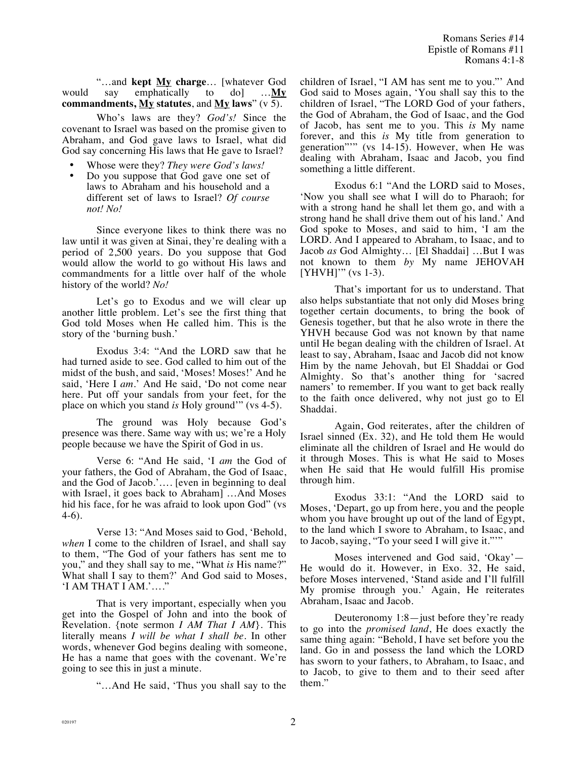"…and **kept <u>My</u> charge**… [whatever God would say emphatically to do] …**<u>My</u> commandments, <u>My</u> statutes**, and **<u>My</u> laws**" (v 5).

Who's laws are they? *God's!* Since the covenant to Israel was based on the promise given to Abraham, and God gave laws to Israel, what did God say concerning His laws that He gave to Israel?

- Whose were they? *They were God's laws!*
- Do you suppose that God gave one set of laws to Abraham and his household and a different set of laws to Israel? *Of course not! No!*

Since everyone likes to think there was no law until it was given at Sinai, they're dealing with a period of 2,500 years. Do you suppose that God would allow the world to go without His laws and commandments for a little over half of the whole history of the world? *No!*

Let's go to Exodus and we will clear up another little problem. Let's see the first thing that God told Moses when He called him. This is the story of the 'burning bush.'

Exodus 3:4: "And the LORD saw that he had turned aside to see. God called to him out of the midst of the bush, and said, 'Moses! Moses!' And he said, 'Here I *am*.' And He said, 'Do not come near here. Put off your sandals from your feet, for the place on which you stand *is* Holy ground'" (vs 4-5).

The ground was Holy because God's presence was there. Same way with us; we're a Holy people because we have the Spirit of God in us.

Verse 6: "And He said, 'I *am* the God of your fathers, the God of Abraham, the God of Isaac, and the God of Jacob.'…. [even in beginning to deal with Israel, it goes back to Abraham] …And Moses hid his face, for he was afraid to look upon God" (vs 4-6).

Verse 13: "And Moses said to God, 'Behold, *when* I come to the children of Israel, and shall say to them, "The God of your fathers has sent me to you," and they shall say to me, "What *is* His name?" What shall I say to them?' And God said to Moses, 'I AM THAT I AM.'…."

That is very important, especially when you get into the Gospel of John and into the book of Revelation. {note sermon *I AM That I AM*}. This literally means *I will be what I shall be*. In other words, whenever God begins dealing with someone, He has a name that goes with the covenant. We're going to see this in just a minute.

"…And He said, 'Thus you shall say to the children of Israel, "I AM has sent me to you."' And God said to Moses again, 'You shall say this to the children of Israel, "The LORD God of your fathers, the God of Abraham, the God of Isaac, and the God of Jacob, has sent me to you. This *is* My name forever, and this *is* My title from generation to generation"'" (vs 14-15). However, when He was dealing with Abraham, Isaac and Jacob, you find something a little different.

Exodus 6:1 "And the LORD said to Moses, 'Now you shall see what I will do to Pharaoh; for with a strong hand he shall let them go, and with a strong hand he shall drive them out of his land.' And God spoke to Moses, and said to him, 'I am the LORD. And I appeared to Abraham, to Isaac, and to Jacob *as* God Almighty… [El Shaddai] …But I was not known to them *by* My name JEHOVAH [YHVH]'" (vs 1-3).

That's important for us to understand. That also helps substantiate that not only did Moses bring together certain documents, to bring the book of Genesis together, but that he also wrote in there the YHVH because God was not known by that name until He began dealing with the children of Israel. At least to say, Abraham, Isaac and Jacob did not know Him by the name Jehovah, but El Shaddai or God Almighty. So that's another thing for 'sacred namers' to remember. If you want to get back really to the faith once delivered, why not just go to El Shaddai.

Again, God reiterates, after the children of Israel sinned (Ex. 32), and He told them He would eliminate all the children of Israel and He would do it through Moses. This is what He said to Moses when He said that He would fulfill His promise through him.

Exodus 33:1: "And the LORD said to Moses, 'Depart, go up from here, you and the people whom you have brought up out of the land of Egypt, to the land which I swore to Abraham, to Isaac, and to Jacob, saying, "To your seed I will give it."'"

Moses intervened and God said, 'Okay'—He would do it. However, in Exo. 32, He said, before Moses intervened, 'Stand aside and I'll fulfill My promise through you.' Again, He reiterates Abraham, Isaac and Jacob.

Deuteronomy 1:8—just before they're ready to go into the *promised land*, He does exactly the same thing again: "Behold, I have set before you the land. Go in and possess the land which the LORD has sworn to your fathers, to Abraham, to Isaac, and to Jacob, to give to them and to their seed after them."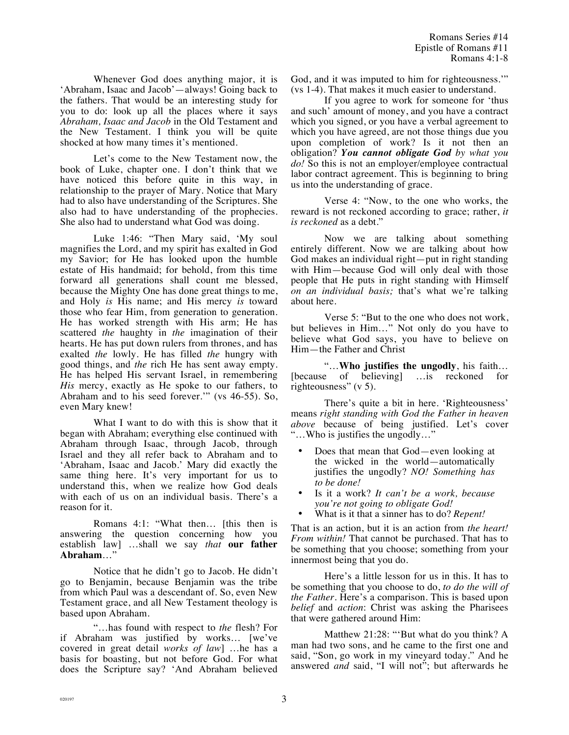Whenever God does anything major, it is 'Abraham, Isaac and Jacob'—always! Going back to the fathers. That would be an interesting study for you to do: look up all the places where it says *Abraham, Isaac and Jacob* in the Old Testament and the New Testament. I think you will be quite shocked at how many times it's mentioned.

Let's come to the New Testament now, the book of Luke, chapter one. I don't think that we have noticed this before quite in this way, in relationship to the prayer of Mary. Notice that Mary had to also have understanding of the Scriptures. She also had to have understanding of the prophecies. She also had to understand what God was doing.

Luke 1:46: "Then Mary said, 'My soul magnifies the Lord, and my spirit has exalted in God my Savior; for He has looked upon the humble estate of His handmaid; for behold, from this time forward all generations shall count me blessed, because the Mighty One has done great things to me, and Holy *is* His name; and His mercy *is* toward those who fear Him, from generation to generation. He has worked strength with His arm; He has scattered *the* haughty in *the* imagination of their hearts. He has put down rulers from thrones, and has exalted *the* lowly. He has filled *the* hungry with good things, and *the* rich He has sent away empty. He has helped His servant Israel, in remembering *His* mercy, exactly as He spoke to our fathers, to Abraham and to his seed forever.'" (vs 46-55). So, even Mary knew!

What I want to do with this is show that it began with Abraham; everything else continued with Abraham through Isaac, through Jacob, through Israel and they all refer back to Abraham and to 'Abraham, Isaac and Jacob.' Mary did exactly the same thing here. It's very important for us to understand this, when we realize how God deals with each of us on an individual basis. There's a reason for it.

Romans 4:1: "What then… [this then is answering the question concerning how you establish law] …shall we say *that* **our father Abraham**…"

Notice that he didn't go to Jacob. He didn't go to Benjamin, because Benjamin was the tribe from which Paul was a descendant of. So, even New Testament grace, and all New Testament theology is based upon Abraham.

"…has found with respect to *the* flesh? For if Abraham was justified by works… [we've covered in great detail *works of law*] …he has a basis for boasting, but not before God. For what does the Scripture say? 'And Abraham believed God, and it was imputed to him for righteousness.'" (vs 1-4). That makes it much easier to understand.

If you agree to work for someone for 'thus and such' amount of money, and you have a contract which you signed, or you have a verbal agreement to which you have agreed, are not those things due you upon completion of work? Is it not then an obligation? ***You cannot obligate God*** *by what you do!* So this is not an employer/employee contractual labor contract agreement. This is beginning to bring us into the understanding of grace.

Verse 4: "Now, to the one who works, the reward is not reckoned according to grace; rather, *it is reckoned* as a debt."

Now we are talking about something entirely different. Now we are talking about how God makes an individual right—put in right standing with Him—because God will only deal with those people that He puts in right standing with Himself *on an individual basis;* that's what we're talking about here.

Verse 5: "But to the one who does not work, but believes in Him…" Not only do you have to believe what God says, you have to believe on Him—the Father and Christ

"…**Who justifies the ungodly**, his faith… [because of believing] …is reckoned for righteousness" (v 5).

There's quite a bit in here. 'Righteousness' means *right standing with God the Father in heaven above* because of being justified. Let's cover "…Who is justifies the ungodly…"

- Does that mean that God—even looking at the wicked in the world—automatically justifies the ungodly? *NO! Something has to be done!*
- Is it a work? *It can't be a work, because you're not going to obligate God!*
- What is it that a sinner has to do? *Repent!*

That is an action, but it is an action from *the heart! From within!* That cannot be purchased. That has to be something that you choose; something from your innermost being that you do.

Here's a little lesson for us in this. It has to be something that you choose to do, *to do the will of the Father*. Here's a comparison. This is based upon *belief* and *action*: Christ was asking the Pharisees that were gathered around Him:

Matthew 21:28: "'But what do you think? A man had two sons, and he came to the first one and said, "Son, go work in my vineyard today." And he answered *and* said, "I will not"; but afterwards he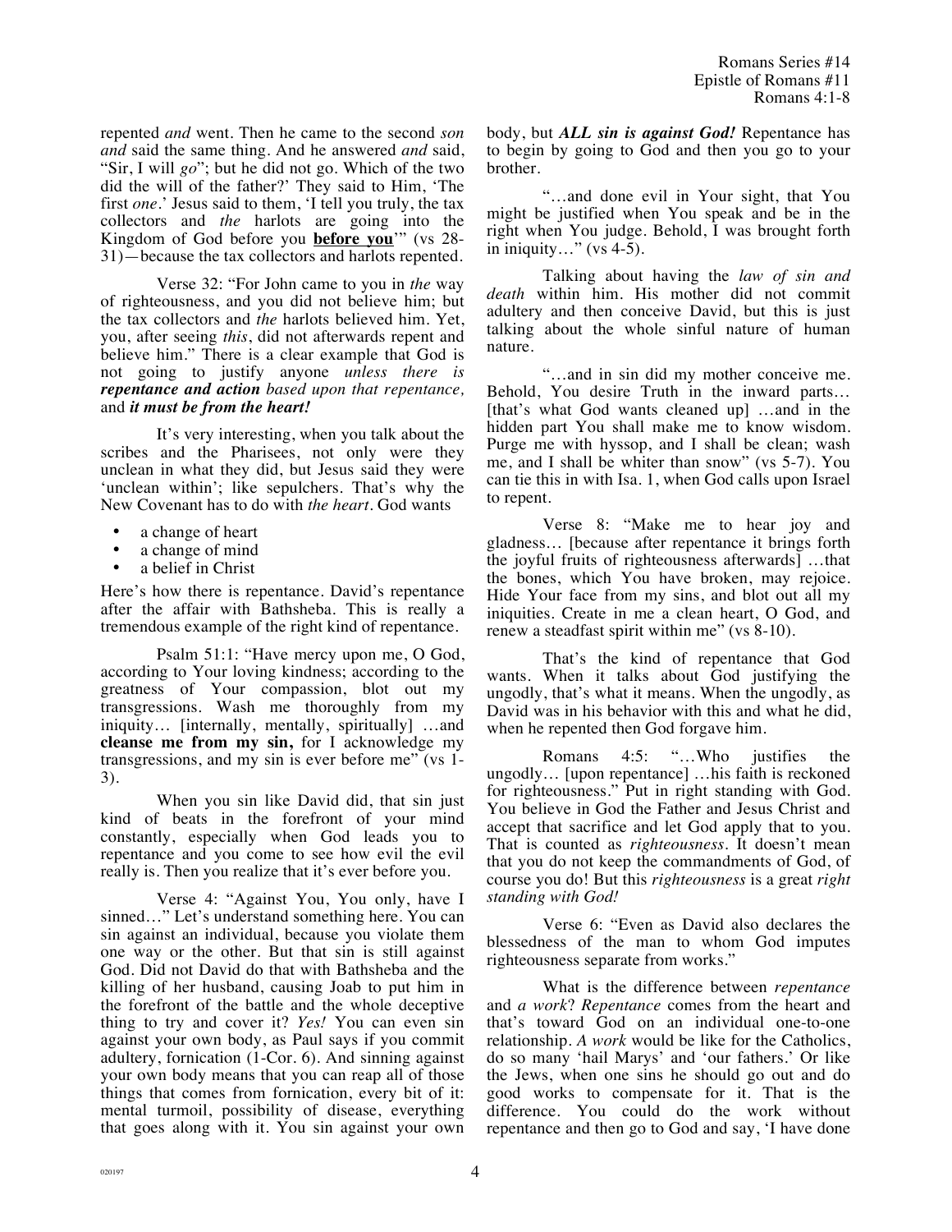repented *and* went. Then he came to the second *son and* said the same thing. And he answered *and* said, "Sir, I will *go*"; but he did not go. Which of the two did the will of the father?' They said to Him, 'The first *one*.' Jesus said to them, 'I tell you truly, the tax collectors and *the* harlots are going into the Kingdom of God before you **before you**'" (vs 28-31)—because the tax collectors and harlots repented.

Verse 32: "For John came to you in *the* way of righteousness, and you did not believe him; but the tax collectors and *the* harlots believed him. Yet, you, after seeing *this*, did not afterwards repent and believe him." There is a clear example that God is not going to justify anyone *unless there is **repentance and action** based upon that repentance,* and ***it must be from the heart!***

It's very interesting, when you talk about the scribes and the Pharisees, not only were they unclean in what they did, but Jesus said they were 'unclean within'; like sepulchers. That's why the New Covenant has to do with *the heart*. God wants

- a change of heart
- a change of mind
- a belief in Christ

Here's how there is repentance. David's repentance after the affair with Bathsheba. This is really a tremendous example of the right kind of repentance.

Psalm 51:1: "Have mercy upon me, O God, according to Your loving kindness; according to the greatness of Your compassion, blot out my transgressions. Wash me thoroughly from my iniquity… [internally, mentally, spiritually] …and **cleanse me from my sin,** for I acknowledge my transgressions, and my sin is ever before me" (vs 1-3).

When you sin like David did, that sin just kind of beats in the forefront of your mind constantly, especially when God leads you to repentance and you come to see how evil the evil really is. Then you realize that it's ever before you.

Verse 4: "Against You, You only, have I sinned…" Let's understand something here. You can sin against an individual, because you violate them one way or the other. But that sin is still against God. Did not David do that with Bathsheba and the killing of her husband, causing Joab to put him in the forefront of the battle and the whole deceptive thing to try and cover it? *Yes!* You can even sin against your own body, as Paul says if you commit adultery, fornication (1-Cor. 6). And sinning against your own body means that you can reap all of those things that comes from fornication, every bit of it: mental turmoil, possibility of disease, everything that goes along with it. You sin against your own body, but ***ALL sin is against God!*** Repentance has to begin by going to God and then you go to your brother.

"…and done evil in Your sight, that You might be justified when You speak and be in the right when You judge. Behold, I was brought forth in iniquity…" (vs 4-5).

Talking about having the *law of sin and death* within him. His mother did not commit adultery and then conceive David, but this is just talking about the whole sinful nature of human nature.

"…and in sin did my mother conceive me. Behold, You desire Truth in the inward parts… [that's what God wants cleaned up] …and in the hidden part You shall make me to know wisdom. Purge me with hyssop, and I shall be clean; wash me, and I shall be whiter than snow" (vs 5-7). You can tie this in with Isa. 1, when God calls upon Israel to repent.

Verse 8: "Make me to hear joy and gladness… [because after repentance it brings forth the joyful fruits of righteousness afterwards] …that the bones, which You have broken, may rejoice. Hide Your face from my sins, and blot out all my iniquities. Create in me a clean heart, O God, and renew a steadfast spirit within me" (vs 8-10).

That's the kind of repentance that God wants. When it talks about God justifying the ungodly, that's what it means. When the ungodly, as David was in his behavior with this and what he did, when he repented then God forgave him.

Romans 4:5: "…Who justifies the ungodly… [upon repentance] …his faith is reckoned for righteousness." Put in right standing with God. You believe in God the Father and Jesus Christ and accept that sacrifice and let God apply that to you. That is counted as *righteousness*. It doesn't mean that you do not keep the commandments of God, of course you do! But this *righteousness* is a great *right standing with God!*

Verse 6: "Even as David also declares the blessedness of the man to whom God imputes righteousness separate from works."

What is the difference between *repentance* and *a work*? *Repentance* comes from the heart and that's toward God on an individual one-to-one relationship. *A work* would be like for the Catholics, do so many 'hail Marys' and 'our fathers.' Or like the Jews, when one sins he should go out and do good works to compensate for it. That is the difference. You could do the work without repentance and then go to God and say, 'I have done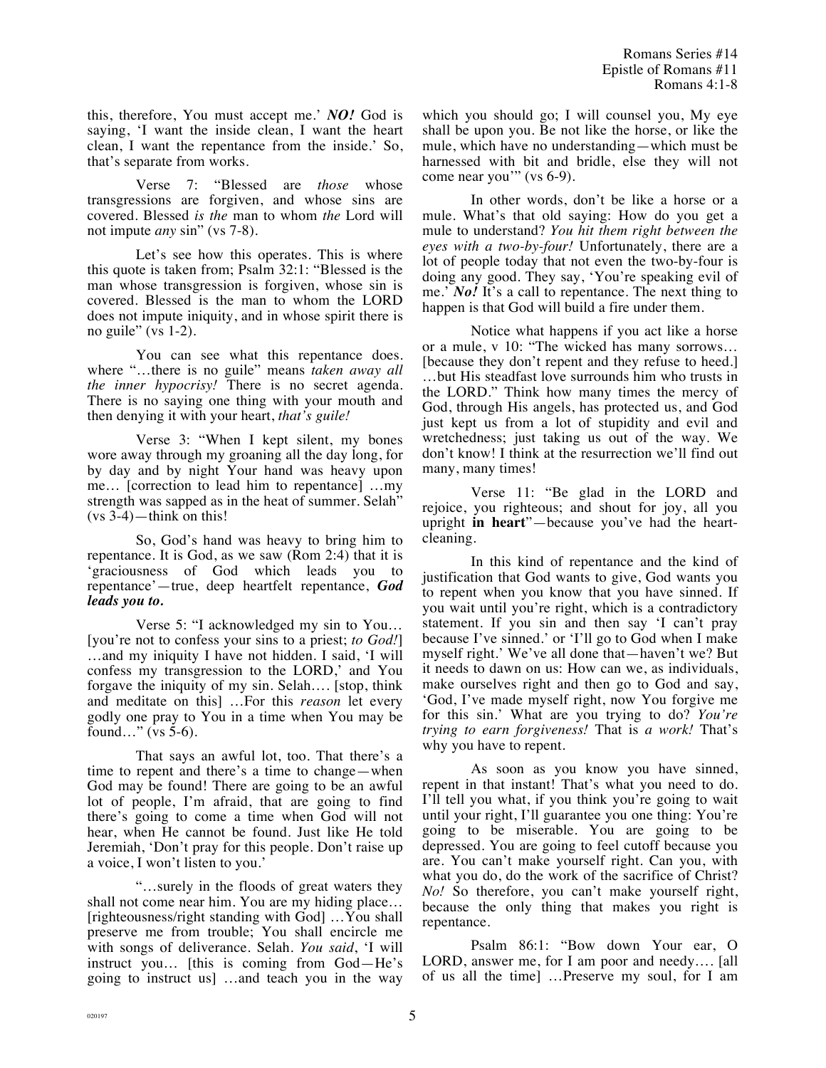this, therefore, You must accept me.' ***NO!*** God is saying, 'I want the inside clean, I want the heart clean, I want the repentance from the inside.' So, that's separate from works.

Verse 7: "Blessed are *those* whose transgressions are forgiven, and whose sins are covered. Blessed *is the* man to whom *the* Lord will not impute *any* sin" (vs 7-8).

Let's see how this operates. This is where this quote is taken from; Psalm 32:1: "Blessed is the man whose transgression is forgiven, whose sin is covered. Blessed is the man to whom the LORD does not impute iniquity, and in whose spirit there is no guile" (vs 1-2).

You can see what this repentance does. where "…there is no guile" means *taken away all the inner hypocrisy!* There is no secret agenda. There is no saying one thing with your mouth and then denying it with your heart, *that's guile!*

Verse 3: "When I kept silent, my bones wore away through my groaning all the day long, for by day and by night Your hand was heavy upon me… [correction to lead him to repentance] …my strength was sapped as in the heat of summer. Selah" (vs 3-4)—think on this!

So, God's hand was heavy to bring him to repentance. It is God, as we saw (Rom 2:4) that it is 'graciousness of God which leads you to repentance'—true, deep heartfelt repentance, ***God leads you to.***

Verse 5: "I acknowledged my sin to You… [you're not to confess your sins to a priest; *to God!*] …and my iniquity I have not hidden. I said, 'I will confess my transgression to the LORD,' and You forgave the iniquity of my sin. Selah…. [stop, think and meditate on this] …For this *reason* let every godly one pray to You in a time when You may be found…" (vs 5-6).

That says an awful lot, too. That there's a time to repent and there's a time to change—when God may be found! There are going to be an awful lot of people, I'm afraid, that are going to find there's going to come a time when God will not hear, when He cannot be found. Just like He told Jeremiah, 'Don't pray for this people. Don't raise up a voice, I won't listen to you.'

"…surely in the floods of great waters they shall not come near him. You are my hiding place… [righteousness/right standing with God] …You shall preserve me from trouble; You shall encircle me with songs of deliverance. Selah. *You said*, 'I will instruct you… [this is coming from God—He's going to instruct us] …and teach you in the way which you should go; I will counsel you, My eye shall be upon you. Be not like the horse, or like the mule, which have no understanding—which must be harnessed with bit and bridle, else they will not come near you'" (vs 6-9).

In other words, don't be like a horse or a mule. What's that old saying: How do you get a mule to understand? *You hit them right between the eyes with a two-by-four!* Unfortunately, there are a lot of people today that not even the two-by-four is doing any good. They say, 'You're speaking evil of me.' ***No!*** It's a call to repentance. The next thing to happen is that God will build a fire under them.

Notice what happens if you act like a horse or a mule, v 10: "The wicked has many sorrows… [because they don't repent and they refuse to heed.] …but His steadfast love surrounds him who trusts in the LORD." Think how many times the mercy of God, through His angels, has protected us, and God just kept us from a lot of stupidity and evil and wretchedness; just taking us out of the way. We don't know! I think at the resurrection we'll find out many, many times!

Verse 11: "Be glad in the LORD and rejoice, you righteous; and shout for joy, all you upright **in heart**"—because you've had the heart-cleaning.

In this kind of repentance and the kind of justification that God wants to give, God wants you to repent when you know that you have sinned. If you wait until you're right, which is a contradictory statement. If you sin and then say 'I can't pray because I've sinned.' or 'I'll go to God when I make myself right.' We've all done that—haven't we? But it needs to dawn on us: How can we, as individuals, make ourselves right and then go to God and say, 'God, I've made myself right, now You forgive me for this sin.' What are you trying to do? *You're trying to earn forgiveness!* That is *a work!* That's why you have to repent.

As soon as you know you have sinned, repent in that instant! That's what you need to do. I'll tell you what, if you think you're going to wait until your right, I'll guarantee you one thing: You're going to be miserable. You are going to be depressed. You are going to feel cutoff because you are. You can't make yourself right. Can you, with what you do, do the work of the sacrifice of Christ? *No!* So therefore, you can't make yourself right, because the only thing that makes you right is repentance.

Psalm 86:1: "Bow down Your ear, O LORD, answer me, for I am poor and needy…. [all of us all the time] …Preserve my soul, for I am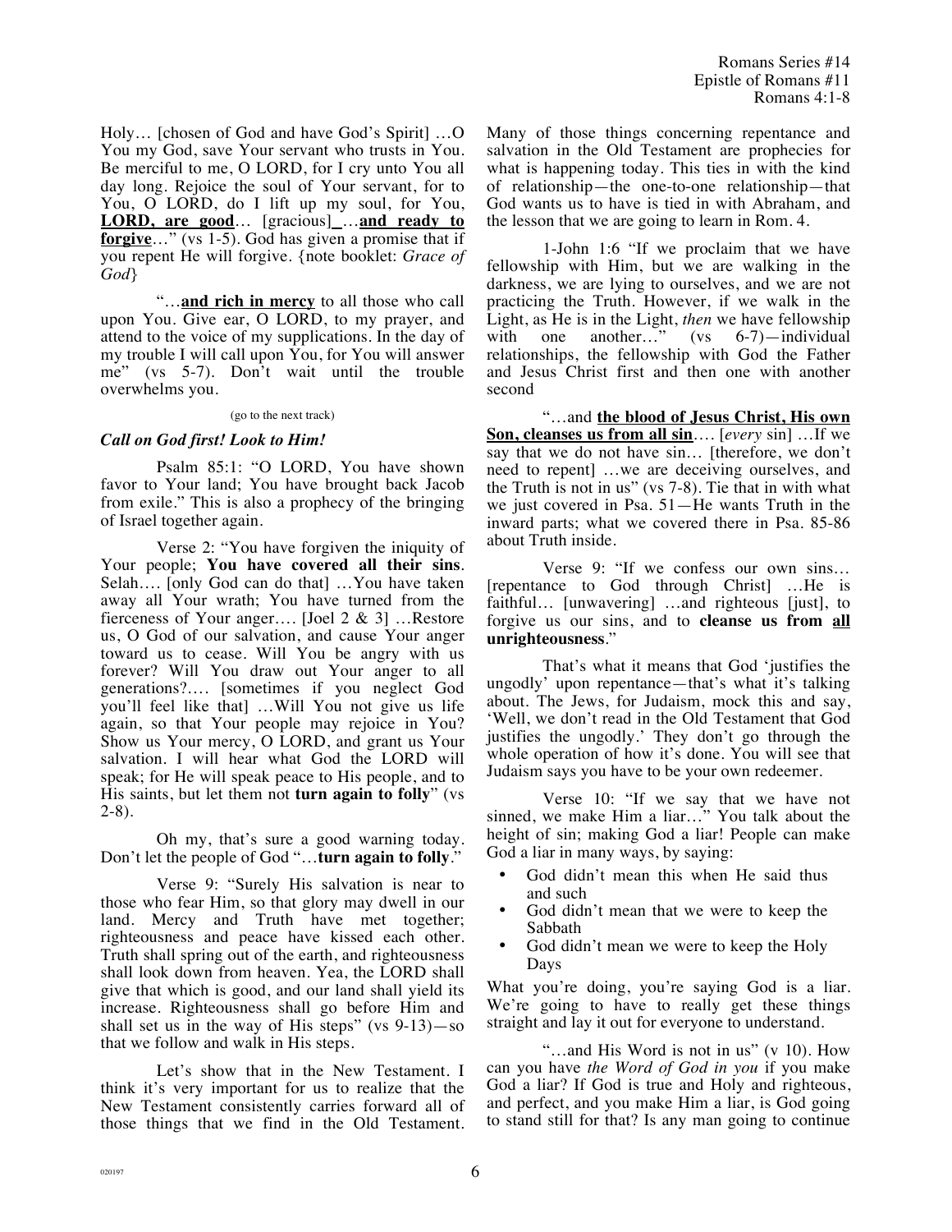Holy… [chosen of God and have God's Spirit] …O You my God, save Your servant who trusts in You. Be merciful to me, O LORD, for I cry unto You all day long. Rejoice the soul of Your servant, for to You, O LORD, do I lift up my soul, for You, **LORD, are good**… [gracious] …**and ready to forgive**…" (vs 1-5). God has given a promise that if you repent He will forgive. {note booklet: *Grace of God*}

"…**and rich in mercy** to all those who call upon You. Give ear, O LORD, to my prayer, and attend to the voice of my supplications. In the day of my trouble I will call upon You, for You will answer me" (vs 5-7). Don't wait until the trouble overwhelms you.

(go to the next track)

### *Call on God first! Look to Him!*

Psalm 85:1: "O LORD, You have shown favor to Your land; You have brought back Jacob from exile." This is also a prophecy of the bringing of Israel together again.

Verse 2: "You have forgiven the iniquity of Your people; **You have covered all their sins**. Selah…. [only God can do that] …You have taken away all Your wrath; You have turned from the fierceness of Your anger…. [Joel 2 & 3] …Restore us, O God of our salvation, and cause Your anger toward us to cease. Will You be angry with us forever? Will You draw out Your anger to all generations?…. [sometimes if you neglect God you'll feel like that] …Will You not give us life again, so that Your people may rejoice in You? Show us Your mercy, O LORD, and grant us Your salvation. I will hear what God the LORD will speak; for He will speak peace to His people, and to His saints, but let them not **turn again to folly**" (vs 2-8).

Oh my, that's sure a good warning today. Don't let the people of God "…**turn again to folly**."

Verse 9: "Surely His salvation is near to those who fear Him, so that glory may dwell in our land. Mercy and Truth have met together; righteousness and peace have kissed each other. Truth shall spring out of the earth, and righteousness shall look down from heaven. Yea, the LORD shall give that which is good, and our land shall yield its increase. Righteousness shall go before Him and shall set us in the way of His steps" (vs 9-13)—so that we follow and walk in His steps.

Let's show that in the New Testament. I think it's very important for us to realize that the New Testament consistently carries forward all of those things that we find in the Old Testament. Many of those things concerning repentance and salvation in the Old Testament are prophecies for what is happening today. This ties in with the kind of relationship—the one-to-one relationship—that God wants us to have is tied in with Abraham, and the lesson that we are going to learn in Rom. 4.

1-John 1:6 "If we proclaim that we have fellowship with Him, but we are walking in the darkness, we are lying to ourselves, and we are not practicing the Truth. However, if we walk in the Light, as He is in the Light, *then* we have fellowship with one another…" (vs 6-7)—individual relationships, the fellowship with God the Father and Jesus Christ first and then one with another second

"…and **the blood of Jesus Christ, His own Son, cleanses us from all sin**…. [*every* sin] …If we say that we do not have sin… [therefore, we don't need to repent] …we are deceiving ourselves, and the Truth is not in us" (vs 7-8). Tie that in with what we just covered in Psa. 51—He wants Truth in the inward parts; what we covered there in Psa. 85-86 about Truth inside.

Verse 9: "If we confess our own sins… [repentance to God through Christ] …He is faithful… [unwavering] …and righteous [just], to forgive us our sins, and to **cleanse us from all unrighteousness**."

That's what it means that God 'justifies the ungodly' upon repentance—that's what it's talking about. The Jews, for Judaism, mock this and say, 'Well, we don't read in the Old Testament that God justifies the ungodly.' They don't go through the whole operation of how it's done. You will see that Judaism says you have to be your own redeemer.

Verse 10: "If we say that we have not sinned, we make Him a liar…" You talk about the height of sin; making God a liar! People can make God a liar in many ways, by saying:

- God didn't mean this when He said thus and such
- God didn't mean that we were to keep the Sabbath
- God didn't mean we were to keep the Holy Days

What you're doing, you're saying God is a liar. We're going to have to really get these things straight and lay it out for everyone to understand.

"…and His Word is not in us" (v 10). How can you have *the Word of God in you* if you make God a liar? If God is true and Holy and righteous, and perfect, and you make Him a liar, is God going to stand still for that? Is any man going to continue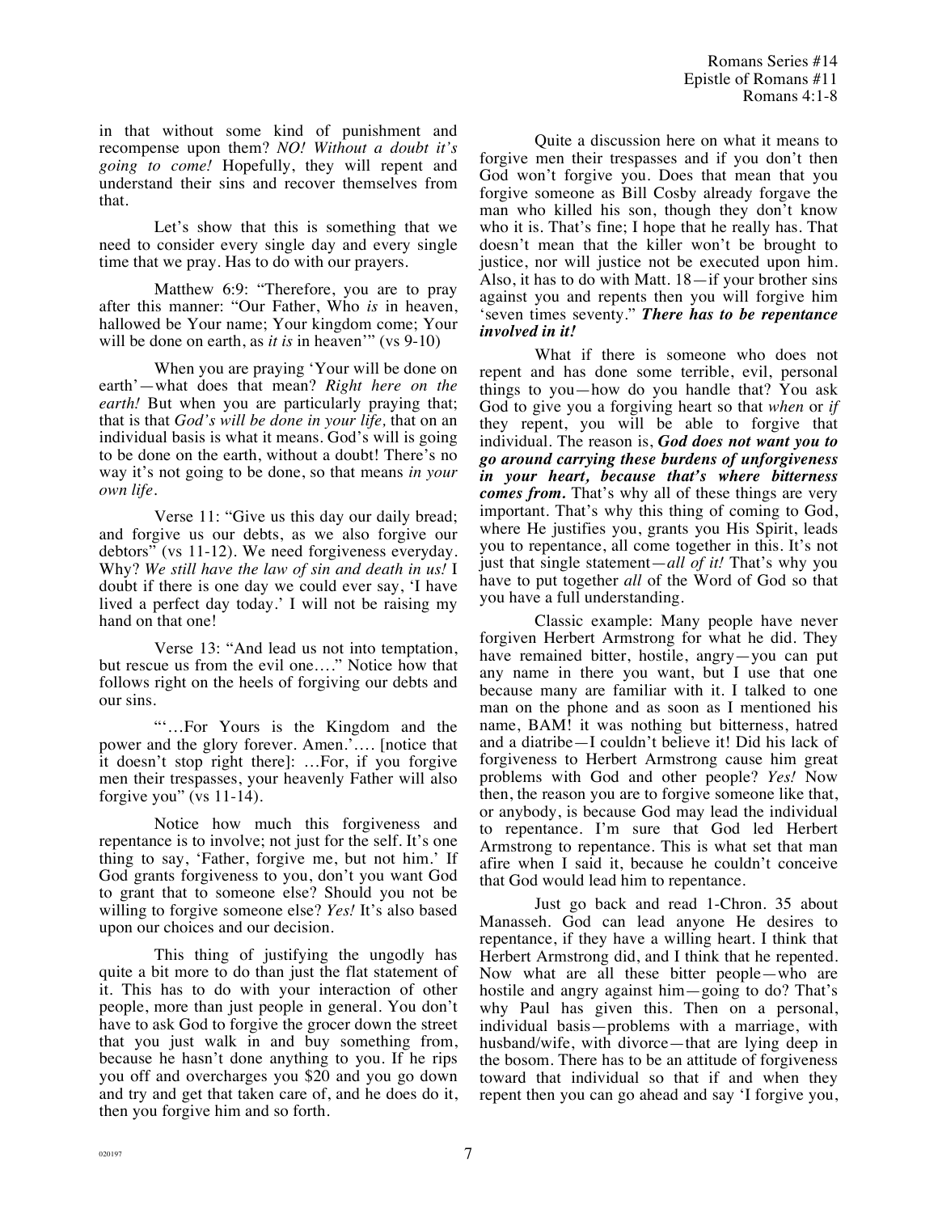in that without some kind of punishment and recompense upon them? *NO! Without a doubt it's going to come!* Hopefully, they will repent and understand their sins and recover themselves from that.

Let's show that this is something that we need to consider every single day and every single time that we pray. Has to do with our prayers.

Matthew 6:9: "Therefore, you are to pray after this manner: "Our Father, Who *is* in heaven, hallowed be Your name; Your kingdom come; Your will be done on earth, as *it is* in heaven'" (vs 9-10)

When you are praying 'Your will be done on earth'—what does that mean? *Right here on the earth!* But when you are particularly praying that; that is that *God's will be done in your life,* that on an individual basis is what it means. God's will is going to be done on the earth, without a doubt! There's no way it's not going to be done, so that means *in your own life.*

Verse 11: "Give us this day our daily bread; and forgive us our debts, as we also forgive our debtors" (vs 11-12). We need forgiveness everyday. Why? *We still have the law of sin and death in us!* I doubt if there is one day we could ever say, 'I have lived a perfect day today.' I will not be raising my hand on that one!

Verse 13: "And lead us not into temptation, but rescue us from the evil one…." Notice how that follows right on the heels of forgiving our debts and our sins.

"'…For Yours is the Kingdom and the power and the glory forever. Amen.'…. [notice that it doesn't stop right there]: …For, if you forgive men their trespasses, your heavenly Father will also forgive you" (vs 11-14).

Notice how much this forgiveness and repentance is to involve; not just for the self. It's one thing to say, 'Father, forgive me, but not him.' If God grants forgiveness to you, don't you want God to grant that to someone else? Should you not be willing to forgive someone else? *Yes!* It's also based upon our choices and our decision.

This thing of justifying the ungodly has quite a bit more to do than just the flat statement of it. This has to do with your interaction of other people, more than just people in general. You don't have to ask God to forgive the grocer down the street that you just walk in and buy something from, because he hasn't done anything to you. If he rips you off and overcharges you $20 and you go down and try and get that taken care of, and he does do it, then you forgive him and so forth.

Quite a discussion here on what it means to forgive men their trespasses and if you don't then God won't forgive you. Does that mean that you forgive someone as Bill Cosby already forgave the man who killed his son, though they don't know who it is. That's fine; I hope that he really has. That doesn't mean that the killer won't be brought to justice, nor will justice not be executed upon him. Also, it has to do with Matt. 18—if your brother sins against you and repents then you will forgive him 'seven times seventy." ***There has to be repentance involved in it!***

What if there is someone who does not repent and has done some terrible, evil, personal things to you—how do you handle that? You ask God to give you a forgiving heart so that *when* or *if* they repent, you will be able to forgive that individual. The reason is, ***God does not want you to go around carrying these burdens of unforgiveness in your heart, because that's where bitterness comes from.*** That's why all of these things are very important. That's why this thing of coming to God, where He justifies you, grants you His Spirit, leads you to repentance, all come together in this. It's not just that single statement—*all of it!* That's why you have to put together *all* of the Word of God so that you have a full understanding.

Classic example: Many people have never forgiven Herbert Armstrong for what he did. They have remained bitter, hostile, angry—you can put any name in there you want, but I use that one because many are familiar with it. I talked to one man on the phone and as soon as I mentioned his name, BAM! it was nothing but bitterness, hatred and a diatribe—I couldn't believe it! Did his lack of forgiveness to Herbert Armstrong cause him great problems with God and other people? *Yes!* Now then, the reason you are to forgive someone like that, or anybody, is because God may lead the individual to repentance. I'm sure that God led Herbert Armstrong to repentance. This is what set that man afire when I said it, because he couldn't conceive that God would lead him to repentance.

Just go back and read 1-Chron. 35 about Manasseh. God can lead anyone He desires to repentance, if they have a willing heart. I think that Herbert Armstrong did, and I think that he repented. Now what are all these bitter people—who are hostile and angry against him—going to do? That's why Paul has given this. Then on a personal, individual basis—problems with a marriage, with husband/wife, with divorce—that are lying deep in the bosom. There has to be an attitude of forgiveness toward that individual so that if and when they repent then you can go ahead and say 'I forgive you,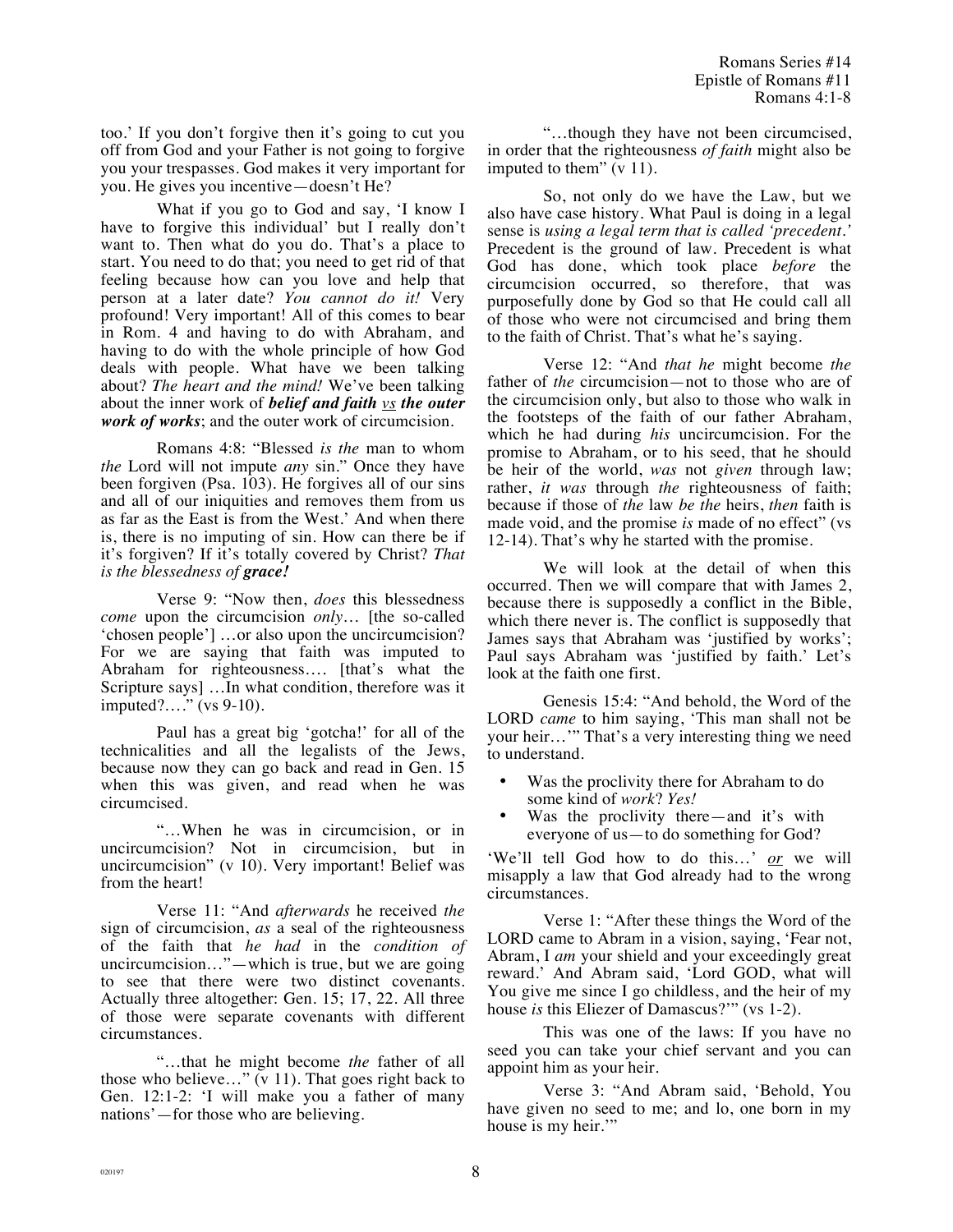too.' If you don't forgive then it's going to cut you off from God and your Father is not going to forgive you your trespasses. God makes it very important for you. He gives you incentive—doesn't He?

What if you go to God and say, 'I know I have to forgive this individual' but I really don't want to. Then what do you do. That's a place to start. You need to do that; you need to get rid of that feeling because how can you love and help that person at a later date? *You cannot do it!* Very profound! Very important! All of this comes to bear in Rom. 4 and having to do with Abraham, and having to do with the whole principle of how God deals with people. What have we been talking about? *The heart and the mind!* We've been talking about the inner work of ***belief and faith*** ***vs*** ***the outer work of works***; and the outer work of circumcision.

Romans 4:8: "Blessed *is the* man to whom *the* Lord will not impute *any* sin." Once they have been forgiven (Psa. 103). He forgives all of our sins and all of our iniquities and removes them from us as far as the East is from the West.' And when there is, there is no imputing of sin. How can there be if it's forgiven? If it's totally covered by Christ? *That is the blessedness of* ***grace!***

Verse 9: "Now then, *does* this blessedness *come* upon the circumcision *only*… [the so-called 'chosen people'] …or also upon the uncircumcision? For we are saying that faith was imputed to Abraham for righteousness…. [that's what the Scripture says] …In what condition, therefore was it imputed?…." (vs 9-10).

Paul has a great big 'gotcha!' for all of the technicalities and all the legalists of the Jews, because now they can go back and read in Gen. 15 when this was given, and read when he was circumcised.

"…When he was in circumcision, or in uncircumcision? Not in circumcision, but in uncircumcision" (v 10). Very important! Belief was from the heart!

Verse 11: "And *afterwards* he received *the* sign of circumcision, *as* a seal of the righteousness of the faith that *he had* in the *condition of* uncircumcision…"—which is true, but we are going to see that there were two distinct covenants. Actually three altogether: Gen. 15; 17, 22. All three of those were separate covenants with different circumstances.

"…that he might become *the* father of all those who believe…" (v 11). That goes right back to Gen. 12:1-2: 'I will make you a father of many nations'—for those who are believing.

"…though they have not been circumcised, in order that the righteousness *of faith* might also be imputed to them" (v 11).

So, not only do we have the Law, but we also have case history. What Paul is doing in a legal sense is *using a legal term that is called 'precedent.'* Precedent is the ground of law. Precedent is what God has done, which took place *before* the circumcision occurred, so therefore, that was purposefully done by God so that He could call all of those who were not circumcised and bring them to the faith of Christ. That's what he's saying.

Verse 12: "And *that he* might become *the* father of *the* circumcision—not to those who are of the circumcision only, but also to those who walk in the footsteps of the faith of our father Abraham, which he had during *his* uncircumcision. For the promise to Abraham, or to his seed, that he should be heir of the world, *was* not *given* through law; rather, *it was* through *the* righteousness of faith; because if those of *the* law *be the* heirs, *then* faith is made void, and the promise *is* made of no effect" (vs 12-14). That's why he started with the promise.

We will look at the detail of when this occurred. Then we will compare that with James 2, because there is supposedly a conflict in the Bible, which there never is. The conflict is supposedly that James says that Abraham was 'justified by works'; Paul says Abraham was 'justified by faith.' Let's look at the faith one first.

Genesis 15:4: "And behold, the Word of the LORD *came* to him saying, 'This man shall not be your heir…'" That's a very interesting thing we need to understand.

- Was the proclivity there for Abraham to do some kind of *work*? *Yes!*
- Was the proclivity there—and it's with everyone of us—to do something for God?

'We'll tell God how to do this…' ***or*** we will misapply a law that God already had to the wrong circumstances.

Verse 1: "After these things the Word of the LORD came to Abram in a vision, saying, 'Fear not, Abram, I *am* your shield and your exceedingly great reward.' And Abram said, 'Lord GOD, what will You give me since I go childless, and the heir of my house *is* this Eliezer of Damascus?'" (vs 1-2).

This was one of the laws: If you have no seed you can take your chief servant and you can appoint him as your heir.

Verse 3: "And Abram said, 'Behold, You have given no seed to me; and lo, one born in my house is my heir.'"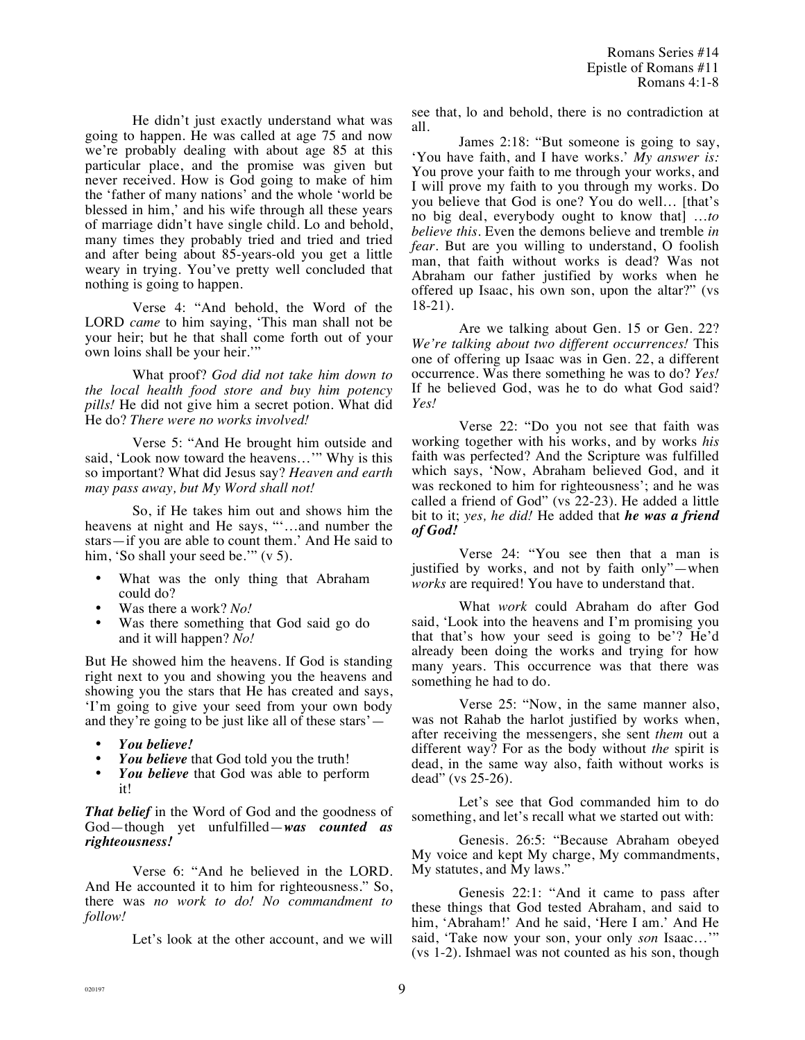He didn't just exactly understand what was going to happen. He was called at age 75 and now we're probably dealing with about age 85 at this particular place, and the promise was given but never received. How is God going to make of him the 'father of many nations' and the whole 'world be blessed in him,' and his wife through all these years of marriage didn't have single child. Lo and behold, many times they probably tried and tried and tried and after being about 85-years-old you get a little weary in trying. You've pretty well concluded that nothing is going to happen.

Verse 4: "And behold, the Word of the LORD *came* to him saying, 'This man shall not be your heir; but he that shall come forth out of your own loins shall be your heir.'"

What proof? *God did not take him down to the local health food store and buy him potency pills!* He did not give him a secret potion. What did He do? *There were no works involved!*

Verse 5: "And He brought him outside and said, 'Look now toward the heavens…'" Why is this so important? What did Jesus say? *Heaven and earth may pass away, but My Word shall not!*

So, if He takes him out and shows him the heavens at night and He says, "'…and number the stars—if you are able to count them.' And He said to him, 'So shall your seed be.'" (v 5).

- What was the only thing that Abraham could do?
- Was there a work? *No!*
- Was there something that God said go do and it will happen? *No!*

But He showed him the heavens. If God is standing right next to you and showing you the heavens and showing you the stars that He has created and says, 'I'm going to give your seed from your own body and they're going to be just like all of these stars'—

- ***You believe!***
- ***You believe*** that God told you the truth!
- ***You believe*** that God was able to perform it!

***That belief*** in the Word of God and the goodness of God—though yet unfulfilled—***was counted as righteousness!***

Verse 6: "And he believed in the LORD. And He accounted it to him for righteousness." So, there was *no work to do! No commandment to follow!*

Let's look at the other account, and we will see that, lo and behold, there is no contradiction at all.

James 2:18: "But someone is going to say, 'You have faith, and I have works.' *My answer is:* You prove your faith to me through your works, and I will prove my faith to you through my works. Do you believe that God is one? You do well… [that's no big deal, everybody ought to know that] …*to believe this*. Even the demons believe and tremble *in fear*. But are you willing to understand, O foolish man, that faith without works is dead? Was not Abraham our father justified by works when he offered up Isaac, his own son, upon the altar?" (vs 18-21).

Are we talking about Gen. 15 or Gen. 22? *We're talking about two different occurrences!* This one of offering up Isaac was in Gen. 22, a different occurrence. Was there something he was to do? *Yes!* If he believed God, was he to do what God said? *Yes!*

Verse 22: "Do you not see that faith was working together with his works, and by works *his* faith was perfected? And the Scripture was fulfilled which says, 'Now, Abraham believed God, and it was reckoned to him for righteousness'; and he was called a friend of God" (vs 22-23). He added a little bit to it; *yes, he did!* He added that ***he was a friend of God!***

Verse 24: "You see then that a man is justified by works, and not by faith only"—when *works* are required! You have to understand that.

What *work* could Abraham do after God said, 'Look into the heavens and I'm promising you that that's how your seed is going to be'? He'd already been doing the works and trying for how many years. This occurrence was that there was something he had to do.

Verse 25: "Now, in the same manner also, was not Rahab the harlot justified by works when, after receiving the messengers, she sent *them* out a different way? For as the body without *the* spirit is dead, in the same way also, faith without works is dead" (vs 25-26).

Let's see that God commanded him to do something, and let's recall what we started out with:

Genesis. 26:5: "Because Abraham obeyed My voice and kept My charge, My commandments, My statutes, and My laws."

Genesis 22:1: "And it came to pass after these things that God tested Abraham, and said to him, 'Abraham!' And he said, 'Here I am.' And He said, 'Take now your son, your only *son* Isaac…'" (vs 1-2). Ishmael was not counted as his son, though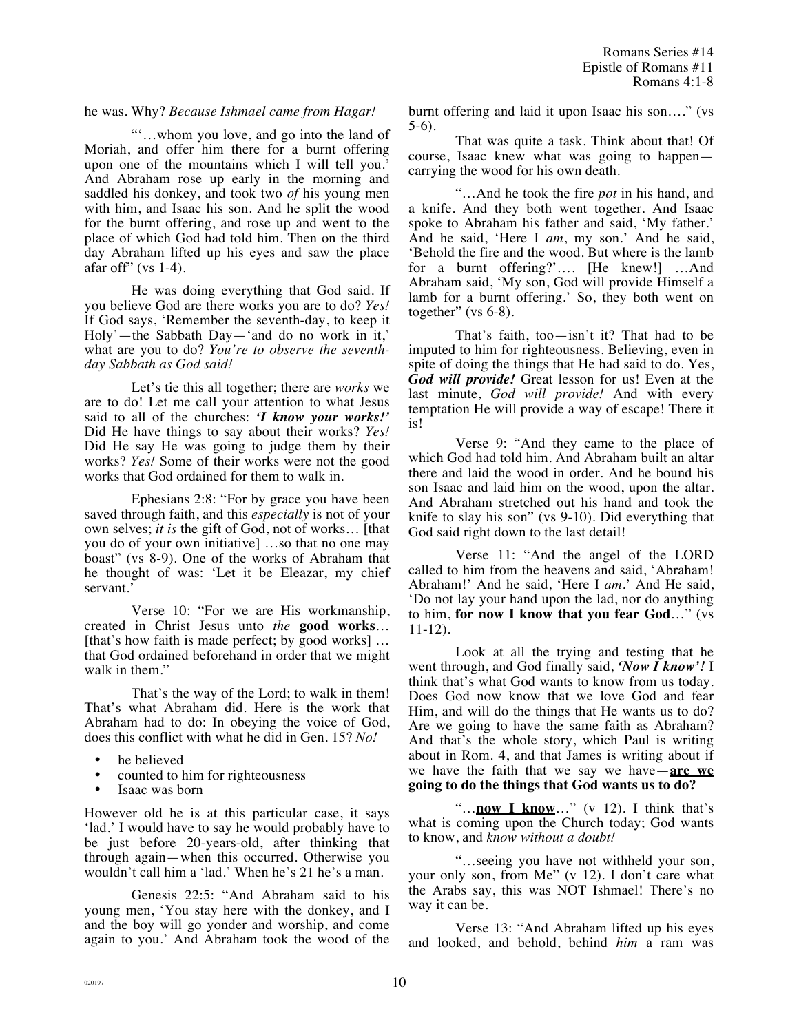he was. Why? *Because Ishmael came from Hagar!*

"'…whom you love, and go into the land of Moriah, and offer him there for a burnt offering upon one of the mountains which I will tell you.' And Abraham rose up early in the morning and saddled his donkey, and took two *of* his young men with him, and Isaac his son. And he split the wood for the burnt offering, and rose up and went to the place of which God had told him. Then on the third day Abraham lifted up his eyes and saw the place afar off" (vs 1-4).

He was doing everything that God said. If you believe God are there works you are to do? *Yes!* If God says, 'Remember the seventh-day, to keep it Holy'—the Sabbath Day—'and do no work in it,' what are you to do? *You're to observe the seventh-day Sabbath as God said!*

Let's tie this all together; there are *works* we are to do! Let me call your attention to what Jesus said to all of the churches: ***'I know your works!'*** Did He have things to say about their works? *Yes!* Did He say He was going to judge them by their works? *Yes!* Some of their works were not the good works that God ordained for them to walk in.

Ephesians 2:8: "For by grace you have been saved through faith, and this *especially* is not of your own selves; *it is* the gift of God, not of works… [that you do of your own initiative] …so that no one may boast" (vs 8-9). One of the works of Abraham that he thought of was: 'Let it be Eleazar, my chief servant.'

Verse 10: "For we are His workmanship, created in Christ Jesus unto *the* **good works**… [that's how faith is made perfect; by good works] … that God ordained beforehand in order that we might walk in them."

That's the way of the Lord; to walk in them! That's what Abraham did. Here is the work that Abraham had to do: In obeying the voice of God, does this conflict with what he did in Gen. 15? *No!*

- he believed
- counted to him for righteousness
- Isaac was born

However old he is at this particular case, it says 'lad.' I would have to say he would probably have to be just before 20-years-old, after thinking that through again—when this occurred. Otherwise you wouldn't call him a 'lad.' When he's 21 he's a man.

Genesis 22:5: "And Abraham said to his young men, 'You stay here with the donkey, and I and the boy will go yonder and worship, and come again to you.' And Abraham took the wood of the burnt offering and laid it upon Isaac his son…." (vs 5-6).

That was quite a task. Think about that! Of course, Isaac knew what was going to happen—carrying the wood for his own death.

"…And he took the fire *pot* in his hand, and a knife. And they both went together. And Isaac spoke to Abraham his father and said, 'My father.' And he said, 'Here I *am*, my son.' And he said, 'Behold the fire and the wood. But where is the lamb for a burnt offering?'…. [He knew!] …And Abraham said, 'My son, God will provide Himself a lamb for a burnt offering.' So, they both went on together" (vs 6-8).

That's faith, too—isn't it? That had to be imputed to him for righteousness. Believing, even in spite of doing the things that He had said to do. Yes, ***God will provide!*** Great lesson for us! Even at the last minute, *God will provide!* And with every temptation He will provide a way of escape! There it is!

Verse 9: "And they came to the place of which God had told him. And Abraham built an altar there and laid the wood in order. And he bound his son Isaac and laid him on the wood, upon the altar. And Abraham stretched out his hand and took the knife to slay his son" (vs 9-10). Did everything that God said right down to the last detail!

Verse 11: "And the angel of the LORD called to him from the heavens and said, 'Abraham! Abraham!' And he said, 'Here I *am*.' And He said, 'Do not lay your hand upon the lad, nor do anything to him, <u>**for now I know that you fear God**</u>…" (vs 11-12).

Look at all the trying and testing that he went through, and God finally said, ***'Now I know'!*** I think that's what God wants to know from us today. Does God now know that we love God and fear Him, and will do the things that He wants us to do? Are we going to have the same faith as Abraham? And that's the whole story, which Paul is writing about in Rom. 4, and that James is writing about if we have the faith that we say we have—<u>**are we going to do the things that God wants us to do?**</u>

"…<u>**now I know**</u>…" (v 12). I think that's what is coming upon the Church today; God wants to know, and *know without a doubt!*

"…seeing you have not withheld your son, your only son, from Me" (v 12). I don't care what the Arabs say, this was NOT Ishmael! There's no way it can be.

Verse 13: "And Abraham lifted up his eyes and looked, and behold, behind *him* a ram was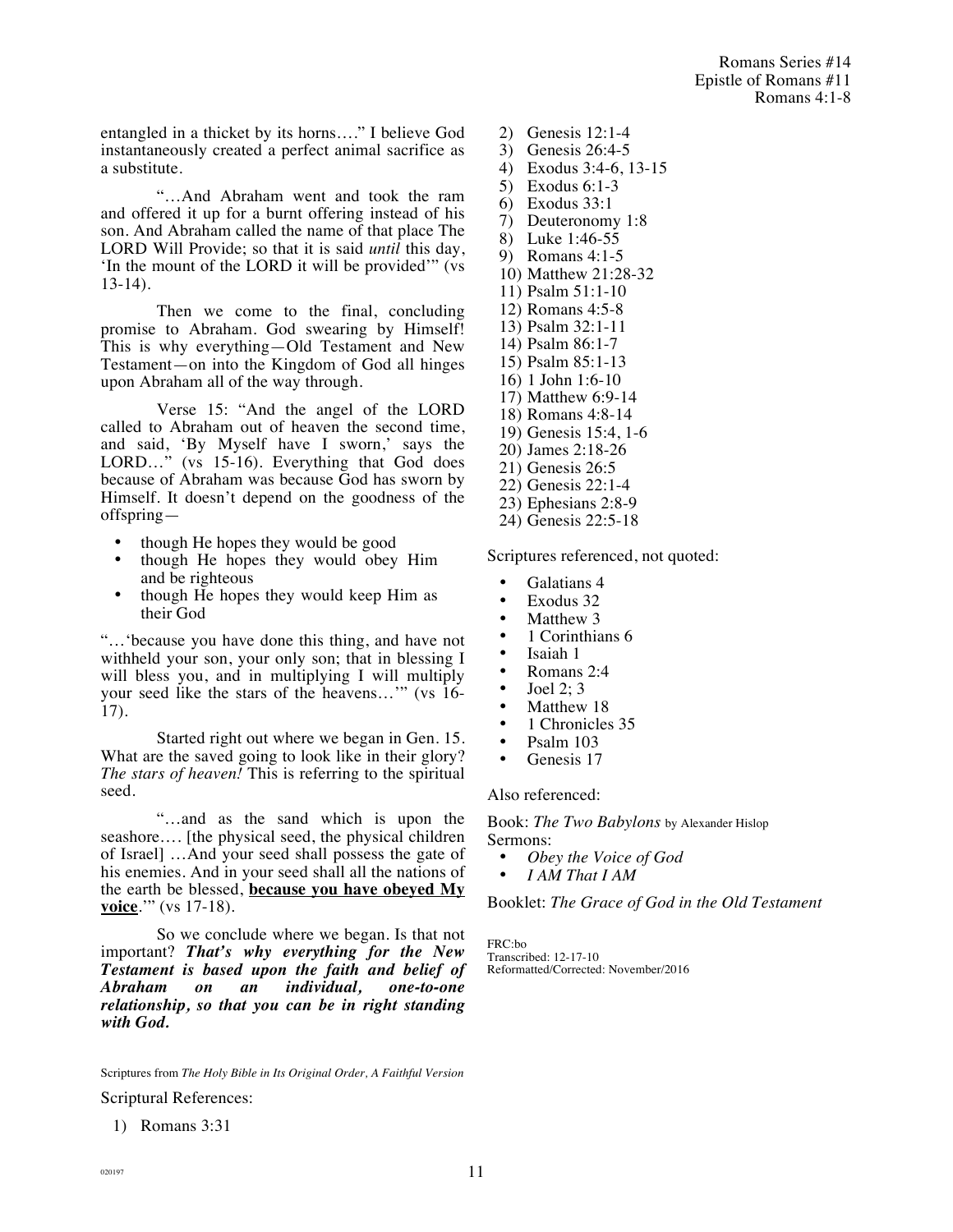entangled in a thicket by its horns…." I believe God instantaneously created a perfect animal sacrifice as a substitute.

"…And Abraham went and took the ram and offered it up for a burnt offering instead of his son. And Abraham called the name of that place The LORD Will Provide; so that it is said *until* this day, 'In the mount of the LORD it will be provided'" (vs 13-14).

Then we come to the final, concluding promise to Abraham. God swearing by Himself! This is why everything—Old Testament and New Testament—on into the Kingdom of God all hinges upon Abraham all of the way through.

Verse 15: "And the angel of the LORD called to Abraham out of heaven the second time, and said, 'By Myself have I sworn,' says the LORD…" (vs 15-16). Everything that God does because of Abraham was because God has sworn by Himself. It doesn't depend on the goodness of the offspring—

- though He hopes they would be good
- though He hopes they would obey Him and be righteous
- though He hopes they would keep Him as their God

"…'because you have done this thing, and have not withheld your son, your only son; that in blessing I will bless you, and in multiplying I will multiply your seed like the stars of the heavens…'" (vs 16-17).

Started right out where we began in Gen. 15. What are the saved going to look like in their glory? *The stars of heaven!* This is referring to the spiritual seed.

"…and as the sand which is upon the seashore…. [the physical seed, the physical children of Israel] …And your seed shall possess the gate of his enemies. And in your seed shall all the nations of the earth be blessed, **because you have obeyed My voice**.'" (vs 17-18).

So we conclude where we began. Is that not important? ***That's why everything for the New Testament is based upon the faith and belief of Abraham on an individual, one-to-one relationship, so that you can be in right standing with God.***

Scriptures from *The Holy Bible in Its Original Order, A Faithful Version*

Scriptural References:

1) Romans 3:31
2) Genesis 12:1-4
3) Genesis 26:4-5
4) Exodus 3:4-6, 13-15
5) Exodus 6:1-3
6) Exodus 33:1
7) Deuteronomy 1:8
8) Luke 1:46-55
9) Romans 4:1-5
10) Matthew 21:28-32
11) Psalm 51:1-10
12) Romans 4:5-8
13) Psalm 32:1-11
14) Psalm 86:1-7
15) Psalm 85:1-13
16) 1 John 1:6-10
17) Matthew 6:9-14
18) Romans 4:8-14
19) Genesis 15:4, 1-6
20) James 2:18-26
21) Genesis 26:5
22) Genesis 22:1-4
23) Ephesians 2:8-9
24) Genesis 22:5-18

Scriptures referenced, not quoted:

- Galatians 4
- Exodus 32
- Matthew 3
- 1 Corinthians 6
- Isaiah 1
- Romans 2:4
- Joel 2; 3
- Matthew 18
- 1 Chronicles 35
- Psalm 103
- Genesis 17

Also referenced:

Book: *The Two Babylons* by Alexander Hislop
Sermons:

- *Obey the Voice of God*
- *I AM That I AM*

Booklet: *The Grace of God in the Old Testament*

FRC:bo
Transcribed: 12-17-10
Reformatted/Corrected: November/2016